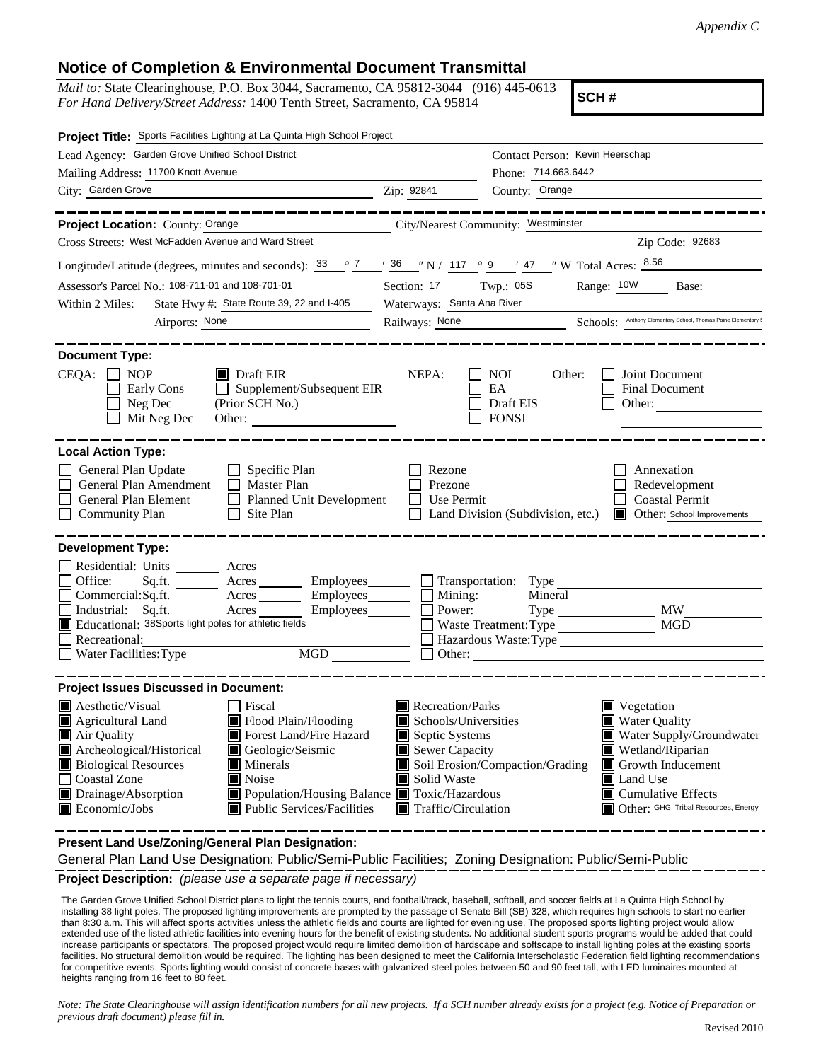*Appendix C*

# Notice of Completion & Environmental Document Transmittal

*Mail to:* State Clearinghouse, P.O. Box 3044, Sacramento, CA 95812-3044 (916) 445-0613
*For Hand Delivery/Street Address:* 1400 Tenth Street, Sacramento, CA 95814

**SCH #**

**Project Title:** Sports Facilities Lighting at La Quinta High School Project

Lead Agency: Garden Grove Unified School District
Contact Person: Kevin Heerschap
Mailing Address: 11700 Knott Avenue
Phone: 714.663.6442
City: Garden Grove
Zip: 92841
County: Orange

**Project Location:** County: Orange
City/Nearest Community: Westminster
Cross Streets: West McFadden Avenue and Ward Street
Zip Code: 92683
Longitude/Latitude (degrees, minutes and seconds): 33 ° 7 ′ 36 ″ N / 117 ° 9 ′ 47 ″ W Total Acres: 8.56
Assessor's Parcel No.: 108-711-01 and 108-701-01
Section: 17 Twp.: 05S Range: 10W Base:
Within 2 Miles: State Hwy #: State Route 39, 22 and I-405
Waterways: Santa Ana River
Airports: None
Railways: None
Schools: Anthony Elementary School, Thomas Paine Elementary S

**Document Type:**

CEQA: ☐ NOP ☐ Early Cons ☐ Neg Dec ☐ Mit Neg Dec ■ Draft EIR ☐ Supplement/Subsequent EIR (Prior SCH No.) Other:

NEPA: ☐ NOI ☐ EA ☐ Draft EIS ☐ FONSI

Other: ☐ Joint Document ☐ Final Document ☐ Other:

**Local Action Type:**

☐ General Plan Update ☐ General Plan Amendment ☐ General Plan Element ☐ Community Plan ☐ Specific Plan ☐ Master Plan ☐ Planned Unit Development ☐ Site Plan ☐ Rezone ☐ Prezone ☐ Use Permit ☐ Land Division (Subdivision, etc.) ☐ Annexation ☐ Redevelopment ☐ Coastal Permit ■ Other: School Improvements

**Development Type:**

☐ Residential: Units Acres
☐ Office: Sq.ft. Acres Employees
☐ Commercial: Sq.ft. Acres Employees
☐ Industrial: Sq.ft. Acres Employees
■ Educational: 38Sports light poles for athletic fields
☐ Recreational:
☐ Water Facilities: Type MGD
☐ Transportation: Type
☐ Mining: Mineral
☐ Power: Type MW
☐ Waste Treatment: Type MGD
☐ Hazardous Waste: Type
☐ Other:

**Project Issues Discussed in Document:**

■ Aesthetic/Visual ■ Agricultural Land ■ Air Quality ■ Archeological/Historical ■ Biological Resources ☐ Coastal Zone ■ Drainage/Absorption ■ Economic/Jobs ☐ Fiscal ■ Flood Plain/Flooding ■ Forest Land/Fire Hazard ■ Geologic/Seismic ■ Minerals ■ Noise ■ Population/Housing Balance ■ Public Services/Facilities ■ Recreation/Parks ■ Schools/Universities ■ Septic Systems ■ Sewer Capacity ■ Soil Erosion/Compaction/Grading ■ Solid Waste ■ Toxic/Hazardous ■ Traffic/Circulation ■ Vegetation ■ Water Quality ■ Water Supply/Groundwater ■ Wetland/Riparian ■ Growth Inducement ■ Land Use ■ Cumulative Effects ■ Other: GHG, Tribal Resources, Energy

**Present Land Use/Zoning/General Plan Designation:**

General Plan Land Use Designation: Public/Semi-Public Facilities; Zoning Designation: Public/Semi-Public

**Project Description:** *(please use a separate page if necessary)*

The Garden Grove Unified School District plans to light the tennis courts, and football/track, baseball, softball, and soccer fields at La Quinta High School by installing 38 light poles. The proposed lighting improvements are prompted by the passage of Senate Bill (SB) 328, which requires high schools to start no earlier than 8:30 a.m. This will affect sports activities unless the athletic fields and courts are lighted for evening use. The proposed sports lighting project would allow extended use of the listed athletic facilities into evening hours for the benefit of existing students. No additional student sports programs would be added that could increase participants or spectators. The proposed project would require limited demolition of hardscape and softscape to install lighting poles at the existing sports facilities. No structural demolition would be required. The lighting has been designed to meet the California Interscholastic Federation field lighting recommendations for competitive events. Sports lighting would consist of concrete bases with galvanized steel poles between 50 and 90 feet tall, with LED luminaires mounted at heights ranging from 16 feet to 80 feet.

*Note: The State Clearinghouse will assign identification numbers for all new projects. If a SCH number already exists for a project (e.g. Notice of Preparation or previous draft document) please fill in.*

Revised 2010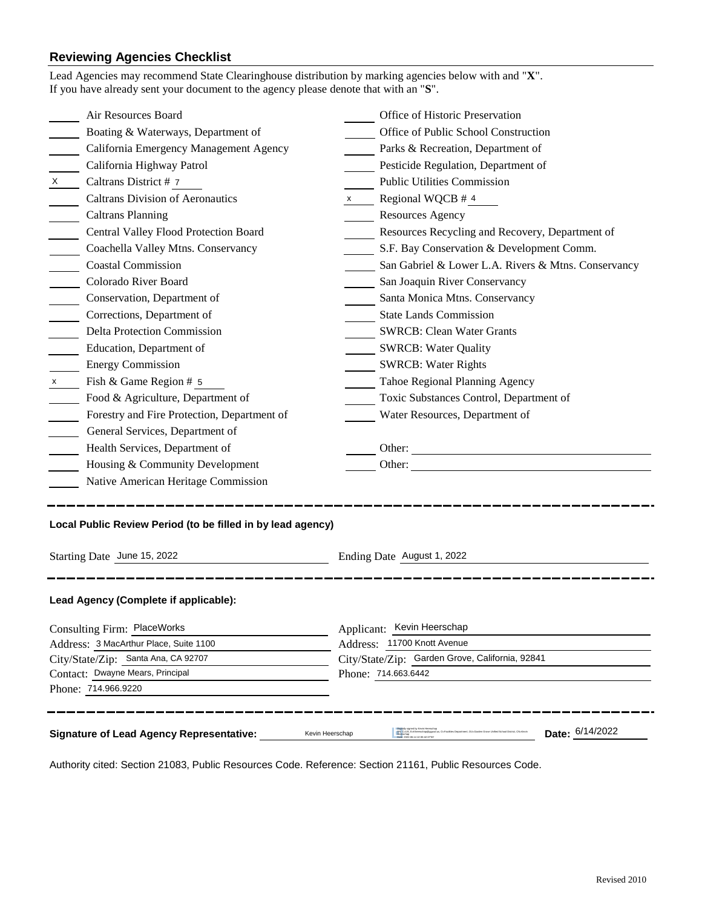## Reviewing Agencies Checklist

Lead Agencies may recommend State Clearinghouse distribution by marking agencies below with and "**X**".
If you have already sent your document to the agency please denote that with an "**S**".

| | | | |
|---|---|---|---|
| | Air Resources Board | | Office of Historic Preservation |
| | Boating & Waterways, Department of | | Office of Public School Construction |
| | California Emergency Management Agency | | Parks & Recreation, Department of |
| | California Highway Patrol | | Pesticide Regulation, Department of |
| X | Caltrans District # 7 | | Public Utilities Commission |
| | Caltrans Division of Aeronautics | x | Regional WQCB # 4 |
| | Caltrans Planning | | Resources Agency |
| | Central Valley Flood Protection Board | | Resources Recycling and Recovery, Department of |
| | Coachella Valley Mtns. Conservancy | | S.F. Bay Conservation & Development Comm. |
| | Coastal Commission | | San Gabriel & Lower L.A. Rivers & Mtns. Conservancy |
| | Colorado River Board | | San Joaquin River Conservancy |
| | Conservation, Department of | | Santa Monica Mtns. Conservancy |
| | Corrections, Department of | | State Lands Commission |
| | Delta Protection Commission | | SWRCB: Clean Water Grants |
| | Education, Department of | | SWRCB: Water Quality |
| | Energy Commission | | SWRCB: Water Rights |
| x | Fish & Game Region # 5 | | Tahoe Regional Planning Agency |
| | Food & Agriculture, Department of | | Toxic Substances Control, Department of |
| | Forestry and Fire Protection, Department of | | Water Resources, Department of |
| | General Services, Department of | | |
| | Health Services, Department of | | Other: |
| | Housing & Community Development | | Other: |
| | Native American Heritage Commission | | |

---

**Local Public Review Period (to be filled in by lead agency)**

Starting Date June 15, 2022 Ending Date August 1, 2022

---

**Lead Agency (Complete if applicable):**

| | |
|---|---|
| Consulting Firm: PlaceWorks | Applicant: Kevin Heerschap |
| Address: 3 MacArthur Place, Suite 1100 | Address: 11700 Knott Avenue |
| City/State/Zip: Santa Ana, CA 92707 | City/State/Zip: Garden Grove, California, 92841 |
| Contact: Dwayne Mears, Principal | Phone: 714.663.6442 |
| Phone: 714.966.9220 | |

---

**Signature of Lead Agency Representative:** Kevin Heerschap **Date:** 6/14/2022

Authority cited: Section 21083, Public Resources Code. Reference: Section 21161, Public Resources Code.

Revised 2010